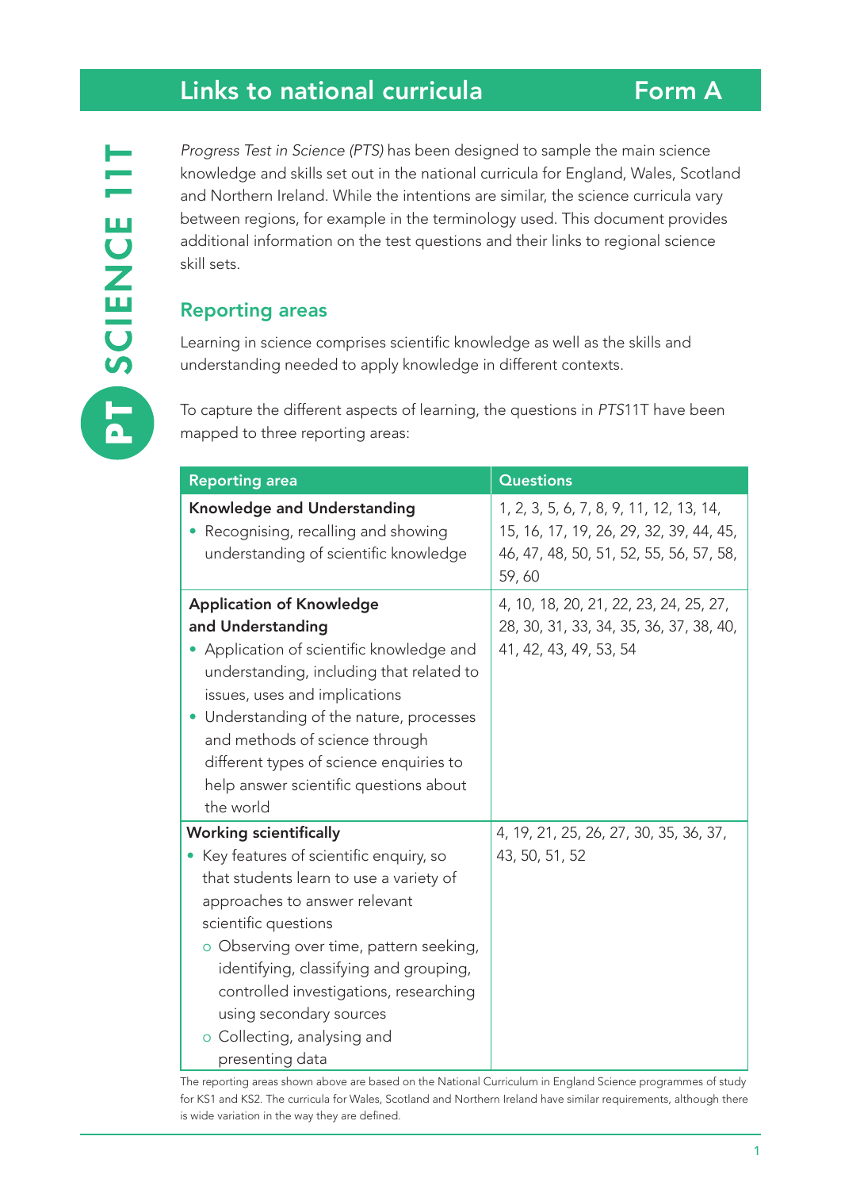# Links to national curricula

**Form A**

**PT SCIENCE 11T**

*Progress Test in Science (PTS)* has been designed to sample the main science knowledge and skills set out in the national curricula for England, Wales, Scotland and Northern Ireland. While the intentions are similar, the science curricula vary between regions, for example in the terminology used. This document provides additional information on the test questions and their links to regional science skill sets.

## Reporting areas

Learning in science comprises scientific knowledge as well as the skills and understanding needed to apply knowledge in different contexts.

To capture the different aspects of learning, the questions in *PTS*11T have been mapped to three reporting areas:

| Reporting area | Questions |
|---|---|
| **Knowledge and Understanding**<br>• Recognising, recalling and showing understanding of scientific knowledge | 1, 2, 3, 5, 6, 7, 8, 9, 11, 12, 13, 14, 15, 16, 17, 19, 26, 29, 32, 39, 44, 45, 46, 47, 48, 50, 51, 52, 55, 56, 57, 58, 59, 60 |
| **Application of Knowledge and Understanding**<br>• Application of scientific knowledge and understanding, including that related to issues, uses and implications<br>• Understanding of the nature, processes and methods of science through different types of science enquiries to help answer scientific questions about the world | 4, 10, 18, 20, 21, 22, 23, 24, 25, 27, 28, 30, 31, 33, 34, 35, 36, 37, 38, 40, 41, 42, 43, 49, 53, 54 |
| **Working scientifically**<br>• Key features of scientific enquiry, so that students learn to use a variety of approaches to answer relevant scientific questions<br>  ○ Observing over time, pattern seeking, identifying, classifying and grouping, controlled investigations, researching using secondary sources<br>  ○ Collecting, analysing and presenting data | 4, 19, 21, 25, 26, 27, 30, 35, 36, 37, 43, 50, 51, 52 |

The reporting areas shown above are based on the National Curriculum in England Science programmes of study for KS1 and KS2. The curricula for Wales, Scotland and Northern Ireland have similar requirements, although there is wide variation in the way they are defined.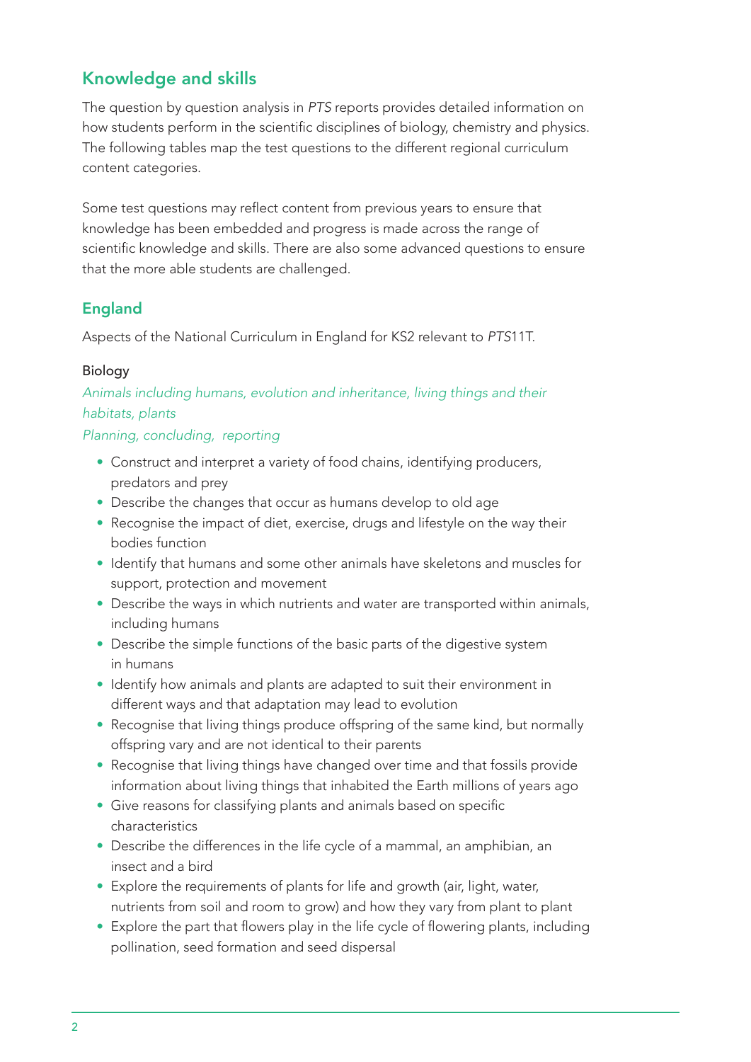## Knowledge and skills

The question by question analysis in *PTS* reports provides detailed information on how students perform in the scientific disciplines of biology, chemistry and physics. The following tables map the test questions to the different regional curriculum content categories.

Some test questions may reflect content from previous years to ensure that knowledge has been embedded and progress is made across the range of scientific knowledge and skills. There are also some advanced questions to ensure that the more able students are challenged.

## England

Aspects of the National Curriculum in England for KS2 relevant to *PTS*11T.

### Biology

*Animals including humans, evolution and inheritance, living things and their habitats, plants*

*Planning, concluding, reporting*

- Construct and interpret a variety of food chains, identifying producers, predators and prey
- Describe the changes that occur as humans develop to old age
- Recognise the impact of diet, exercise, drugs and lifestyle on the way their bodies function
- Identify that humans and some other animals have skeletons and muscles for support, protection and movement
- Describe the ways in which nutrients and water are transported within animals, including humans
- Describe the simple functions of the basic parts of the digestive system in humans
- Identify how animals and plants are adapted to suit their environment in different ways and that adaptation may lead to evolution
- Recognise that living things produce offspring of the same kind, but normally offspring vary and are not identical to their parents
- Recognise that living things have changed over time and that fossils provide information about living things that inhabited the Earth millions of years ago
- Give reasons for classifying plants and animals based on specific characteristics
- Describe the differences in the life cycle of a mammal, an amphibian, an insect and a bird
- Explore the requirements of plants for life and growth (air, light, water, nutrients from soil and room to grow) and how they vary from plant to plant
- Explore the part that flowers play in the life cycle of flowering plants, including pollination, seed formation and seed dispersal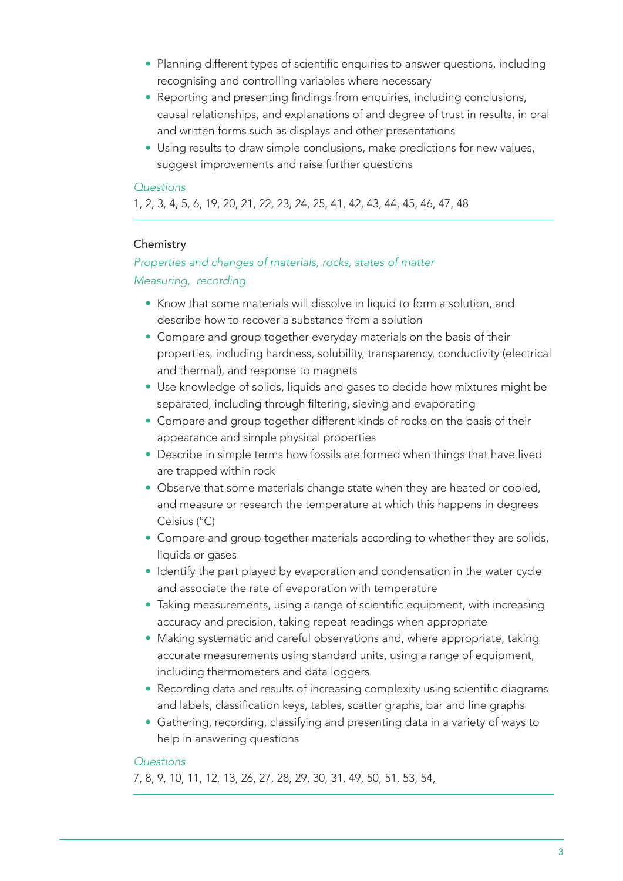- Planning different types of scientific enquiries to answer questions, including recognising and controlling variables where necessary
- Reporting and presenting findings from enquiries, including conclusions, causal relationships, and explanations of and degree of trust in results, in oral and written forms such as displays and other presentations
- Using results to draw simple conclusions, make predictions for new values, suggest improvements and raise further questions

*Questions*

1, 2, 3, 4, 5, 6, 19, 20, 21, 22, 23, 24, 25, 41, 42, 43, 44, 45, 46, 47, 48

---

### Chemistry

*Properties and changes of materials, rocks, states of matter*

*Measuring, recording*

- Know that some materials will dissolve in liquid to form a solution, and describe how to recover a substance from a solution
- Compare and group together everyday materials on the basis of their properties, including hardness, solubility, transparency, conductivity (electrical and thermal), and response to magnets
- Use knowledge of solids, liquids and gases to decide how mixtures might be separated, including through filtering, sieving and evaporating
- Compare and group together different kinds of rocks on the basis of their appearance and simple physical properties
- Describe in simple terms how fossils are formed when things that have lived are trapped within rock
- Observe that some materials change state when they are heated or cooled, and measure or research the temperature at which this happens in degrees Celsius (°C)
- Compare and group together materials according to whether they are solids, liquids or gases
- Identify the part played by evaporation and condensation in the water cycle and associate the rate of evaporation with temperature
- Taking measurements, using a range of scientific equipment, with increasing accuracy and precision, taking repeat readings when appropriate
- Making systematic and careful observations and, where appropriate, taking accurate measurements using standard units, using a range of equipment, including thermometers and data loggers
- Recording data and results of increasing complexity using scientific diagrams and labels, classification keys, tables, scatter graphs, bar and line graphs
- Gathering, recording, classifying and presenting data in a variety of ways to help in answering questions

*Questions*

7, 8, 9, 10, 11, 12, 13, 26, 27, 28, 29, 30, 31, 49, 50, 51, 53, 54,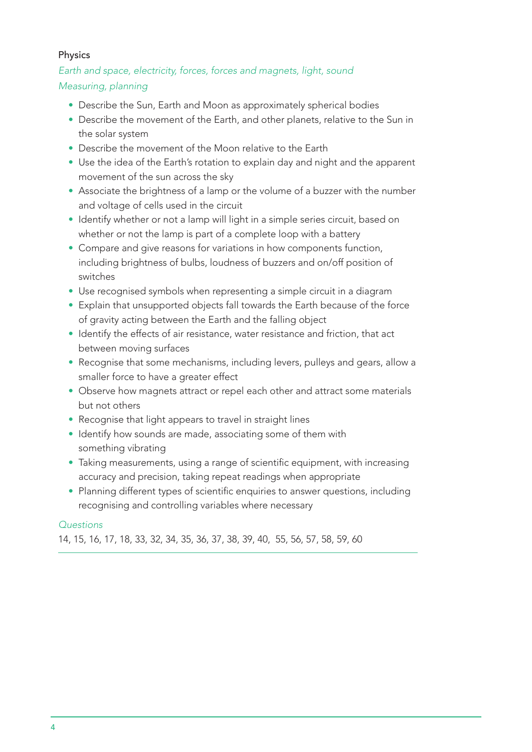## Physics

*Earth and space, electricity, forces, forces and magnets, light, sound*

*Measuring, planning*

- Describe the Sun, Earth and Moon as approximately spherical bodies
- Describe the movement of the Earth, and other planets, relative to the Sun in the solar system
- Describe the movement of the Moon relative to the Earth
- Use the idea of the Earth's rotation to explain day and night and the apparent movement of the sun across the sky
- Associate the brightness of a lamp or the volume of a buzzer with the number and voltage of cells used in the circuit
- Identify whether or not a lamp will light in a simple series circuit, based on whether or not the lamp is part of a complete loop with a battery
- Compare and give reasons for variations in how components function, including brightness of bulbs, loudness of buzzers and on/off position of switches
- Use recognised symbols when representing a simple circuit in a diagram
- Explain that unsupported objects fall towards the Earth because of the force of gravity acting between the Earth and the falling object
- Identify the effects of air resistance, water resistance and friction, that act between moving surfaces
- Recognise that some mechanisms, including levers, pulleys and gears, allow a smaller force to have a greater effect
- Observe how magnets attract or repel each other and attract some materials but not others
- Recognise that light appears to travel in straight lines
- Identify how sounds are made, associating some of them with something vibrating
- Taking measurements, using a range of scientific equipment, with increasing accuracy and precision, taking repeat readings when appropriate
- Planning different types of scientific enquiries to answer questions, including recognising and controlling variables where necessary

*Questions*

14, 15, 16, 17, 18, 33, 32, 34, 35, 36, 37, 38, 39, 40, 55, 56, 57, 58, 59, 60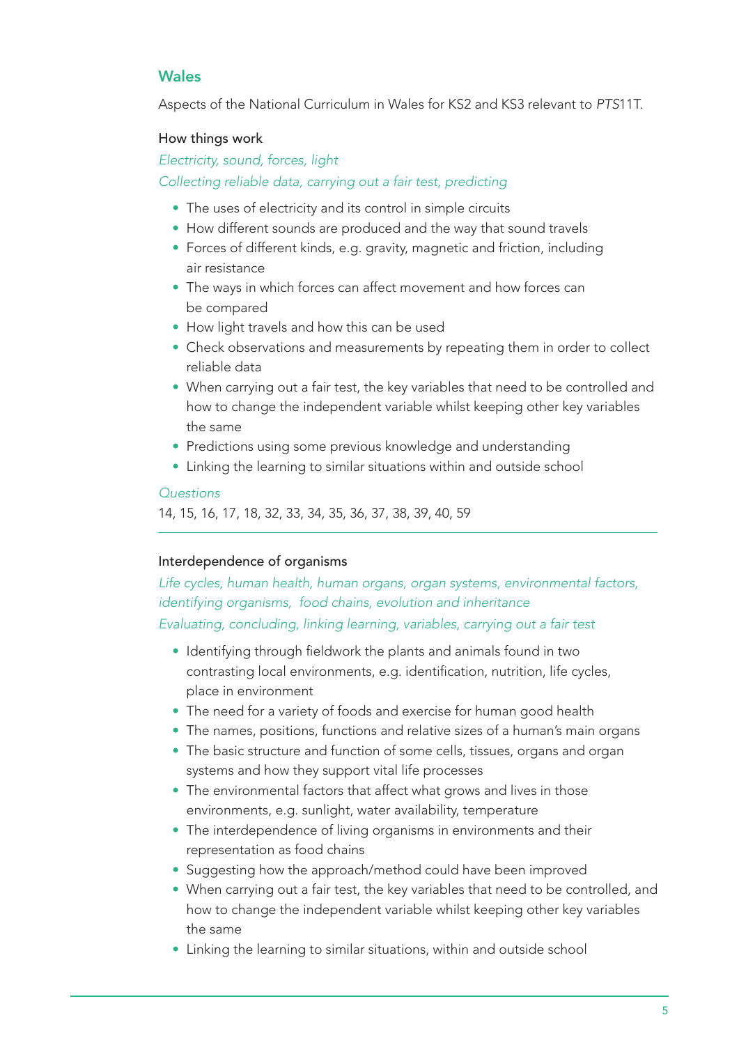## Wales

Aspects of the National Curriculum in Wales for KS2 and KS3 relevant to *PTS*11T.

### How things work

*Electricity, sound, forces, light*

*Collecting reliable data, carrying out a fair test, predicting*

- The uses of electricity and its control in simple circuits
- How different sounds are produced and the way that sound travels
- Forces of different kinds, e.g. gravity, magnetic and friction, including air resistance
- The ways in which forces can affect movement and how forces can be compared
- How light travels and how this can be used
- Check observations and measurements by repeating them in order to collect reliable data
- When carrying out a fair test, the key variables that need to be controlled and how to change the independent variable whilst keeping other key variables the same
- Predictions using some previous knowledge and understanding
- Linking the learning to similar situations within and outside school

*Questions*

14, 15, 16, 17, 18, 32, 33, 34, 35, 36, 37, 38, 39, 40, 59

---

### Interdependence of organisms

*Life cycles, human health, human organs, organ systems, environmental factors, identifying organisms, food chains, evolution and inheritance*

*Evaluating, concluding, linking learning, variables, carrying out a fair test*

- Identifying through fieldwork the plants and animals found in two contrasting local environments, e.g. identification, nutrition, life cycles, place in environment
- The need for a variety of foods and exercise for human good health
- The names, positions, functions and relative sizes of a human's main organs
- The basic structure and function of some cells, tissues, organs and organ systems and how they support vital life processes
- The environmental factors that affect what grows and lives in those environments, e.g. sunlight, water availability, temperature
- The interdependence of living organisms in environments and their representation as food chains
- Suggesting how the approach/method could have been improved
- When carrying out a fair test, the key variables that need to be controlled, and how to change the independent variable whilst keeping other key variables the same
- Linking the learning to similar situations, within and outside school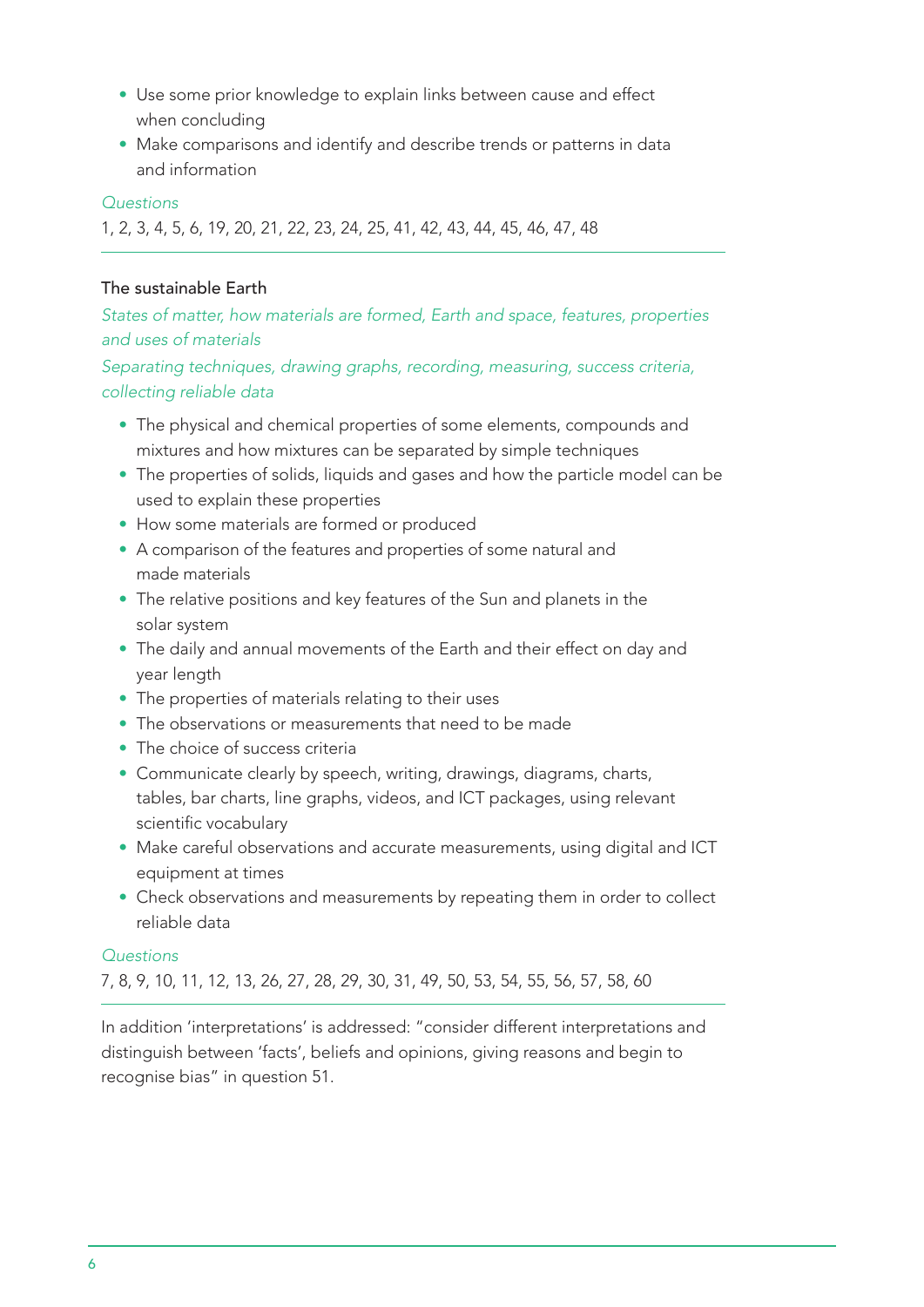- Use some prior knowledge to explain links between cause and effect when concluding
- Make comparisons and identify and describe trends or patterns in data and information

*Questions*

1, 2, 3, 4, 5, 6, 19, 20, 21, 22, 23, 24, 25, 41, 42, 43, 44, 45, 46, 47, 48

---

### The sustainable Earth

*States of matter, how materials are formed, Earth and space, features, properties and uses of materials*

*Separating techniques, drawing graphs, recording, measuring, success criteria, collecting reliable data*

- The physical and chemical properties of some elements, compounds and mixtures and how mixtures can be separated by simple techniques
- The properties of solids, liquids and gases and how the particle model can be used to explain these properties
- How some materials are formed or produced
- A comparison of the features and properties of some natural and made materials
- The relative positions and key features of the Sun and planets in the solar system
- The daily and annual movements of the Earth and their effect on day and year length
- The properties of materials relating to their uses
- The observations or measurements that need to be made
- The choice of success criteria
- Communicate clearly by speech, writing, drawings, diagrams, charts, tables, bar charts, line graphs, videos, and ICT packages, using relevant scientific vocabulary
- Make careful observations and accurate measurements, using digital and ICT equipment at times
- Check observations and measurements by repeating them in order to collect reliable data

*Questions*

7, 8, 9, 10, 11, 12, 13, 26, 27, 28, 29, 30, 31, 49, 50, 53, 54, 55, 56, 57, 58, 60

---

In addition 'interpretations' is addressed: "consider different interpretations and distinguish between 'facts', beliefs and opinions, giving reasons and begin to recognise bias" in question 51.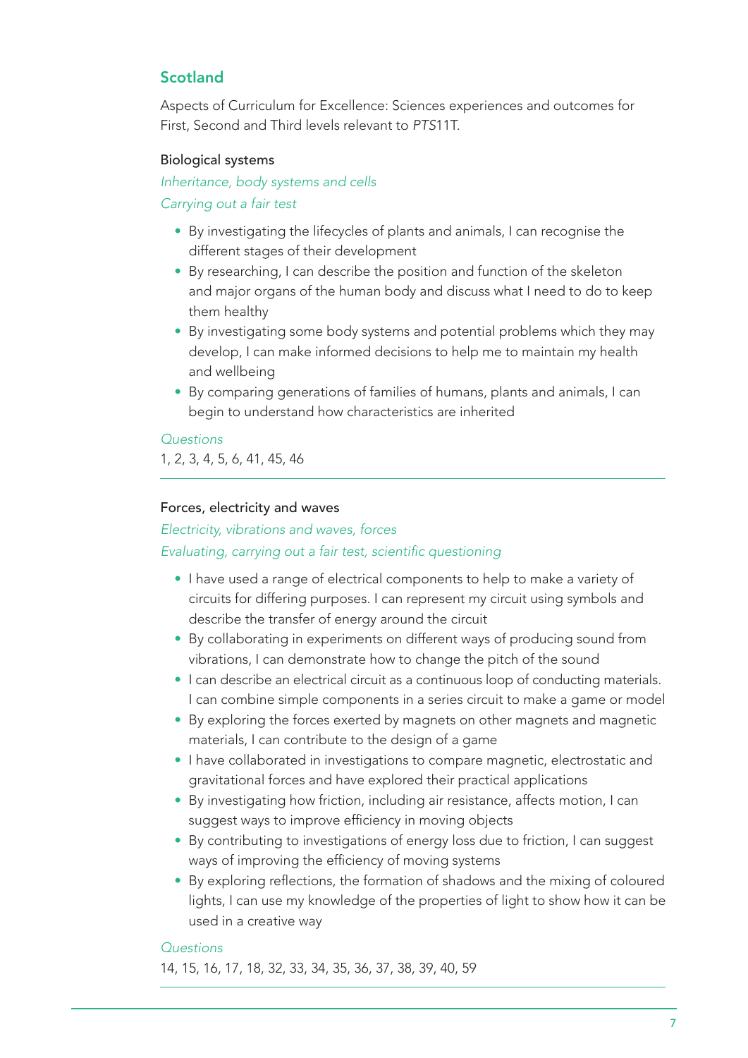## Scotland

Aspects of Curriculum for Excellence: Sciences experiences and outcomes for First, Second and Third levels relevant to *PTS*11T.

### Biological systems

*Inheritance, body systems and cells*

*Carrying out a fair test*

- By investigating the lifecycles of plants and animals, I can recognise the different stages of their development
- By researching, I can describe the position and function of the skeleton and major organs of the human body and discuss what I need to do to keep them healthy
- By investigating some body systems and potential problems which they may develop, I can make informed decisions to help me to maintain my health and wellbeing
- By comparing generations of families of humans, plants and animals, I can begin to understand how characteristics are inherited

*Questions*

1, 2, 3, 4, 5, 6, 41, 45, 46

---

### Forces, electricity and waves

*Electricity, vibrations and waves, forces*

*Evaluating, carrying out a fair test, scientific questioning*

- I have used a range of electrical components to help to make a variety of circuits for differing purposes. I can represent my circuit using symbols and describe the transfer of energy around the circuit
- By collaborating in experiments on different ways of producing sound from vibrations, I can demonstrate how to change the pitch of the sound
- I can describe an electrical circuit as a continuous loop of conducting materials. I can combine simple components in a series circuit to make a game or model
- By exploring the forces exerted by magnets on other magnets and magnetic materials, I can contribute to the design of a game
- I have collaborated in investigations to compare magnetic, electrostatic and gravitational forces and have explored their practical applications
- By investigating how friction, including air resistance, affects motion, I can suggest ways to improve efficiency in moving objects
- By contributing to investigations of energy loss due to friction, I can suggest ways of improving the efficiency of moving systems
- By exploring reflections, the formation of shadows and the mixing of coloured lights, I can use my knowledge of the properties of light to show how it can be used in a creative way

*Questions*

14, 15, 16, 17, 18, 32, 33, 34, 35, 36, 37, 38, 39, 40, 59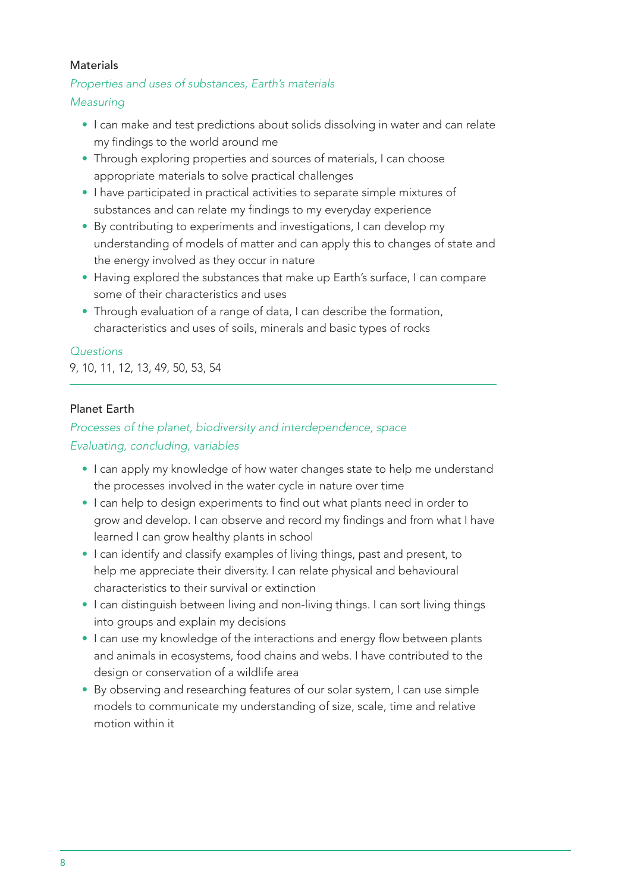### Materials

*Properties and uses of substances, Earth's materials*

*Measuring*

- I can make and test predictions about solids dissolving in water and can relate my findings to the world around me
- Through exploring properties and sources of materials, I can choose appropriate materials to solve practical challenges
- I have participated in practical activities to separate simple mixtures of substances and can relate my findings to my everyday experience
- By contributing to experiments and investigations, I can develop my understanding of models of matter and can apply this to changes of state and the energy involved as they occur in nature
- Having explored the substances that make up Earth's surface, I can compare some of their characteristics and uses
- Through evaluation of a range of data, I can describe the formation, characteristics and uses of soils, minerals and basic types of rocks

*Questions*

9, 10, 11, 12, 13, 49, 50, 53, 54

---

### Planet Earth

*Processes of the planet, biodiversity and interdependence, space*

*Evaluating, concluding, variables*

- I can apply my knowledge of how water changes state to help me understand the processes involved in the water cycle in nature over time
- I can help to design experiments to find out what plants need in order to grow and develop. I can observe and record my findings and from what I have learned I can grow healthy plants in school
- I can identify and classify examples of living things, past and present, to help me appreciate their diversity. I can relate physical and behavioural characteristics to their survival or extinction
- I can distinguish between living and non-living things. I can sort living things into groups and explain my decisions
- I can use my knowledge of the interactions and energy flow between plants and animals in ecosystems, food chains and webs. I have contributed to the design or conservation of a wildlife area
- By observing and researching features of our solar system, I can use simple models to communicate my understanding of size, scale, time and relative motion within it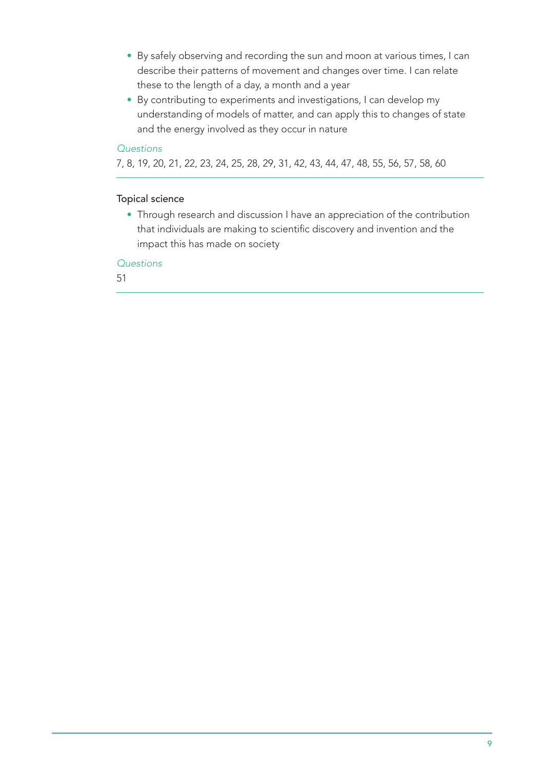- By safely observing and recording the sun and moon at various times, I can describe their patterns of movement and changes over time. I can relate these to the length of a day, a month and a year
- By contributing to experiments and investigations, I can develop my understanding of models of matter, and can apply this to changes of state and the energy involved as they occur in nature

*Questions*

7, 8, 19, 20, 21, 22, 23, 24, 25, 28, 29, 31, 42, 43, 44, 47, 48, 55, 56, 57, 58, 60

---

### Topical science

- Through research and discussion I have an appreciation of the contribution that individuals are making to scientific discovery and invention and the impact this has made on society

*Questions*

51

---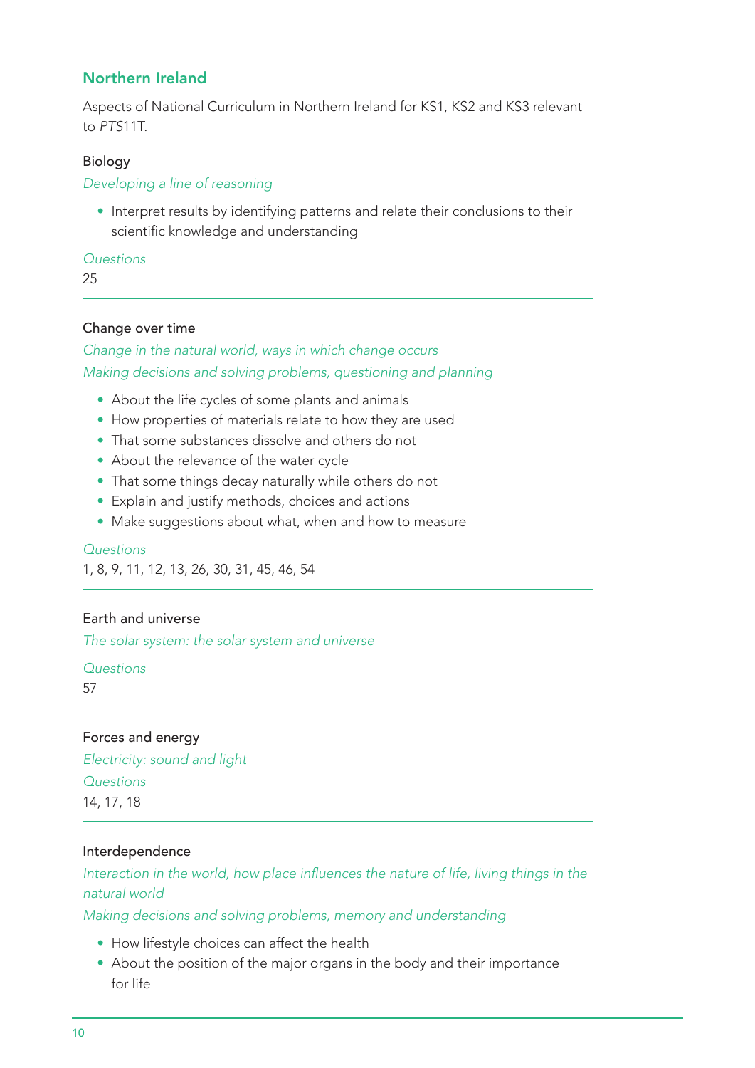## Northern Ireland

Aspects of National Curriculum in Northern Ireland for KS1, KS2 and KS3 relevant to *PTS*11T.

### Biology

*Developing a line of reasoning*

- Interpret results by identifying patterns and relate their conclusions to their scientific knowledge and understanding

*Questions*

25

---

### Change over time

*Change in the natural world, ways in which change occurs*

*Making decisions and solving problems, questioning and planning*

- About the life cycles of some plants and animals
- How properties of materials relate to how they are used
- That some substances dissolve and others do not
- About the relevance of the water cycle
- That some things decay naturally while others do not
- Explain and justify methods, choices and actions
- Make suggestions about what, when and how to measure

*Questions*

1, 8, 9, 11, 12, 13, 26, 30, 31, 45, 46, 54

---

### Earth and universe

*The solar system: the solar system and universe*

*Questions*

57

---

### Forces and energy

*Electricity: sound and light*

*Questions*

14, 17, 18

---

### Interdependence

*Interaction in the world, how place influences the nature of life, living things in the natural world*

*Making decisions and solving problems, memory and understanding*

- How lifestyle choices can affect the health
- About the position of the major organs in the body and their importance for life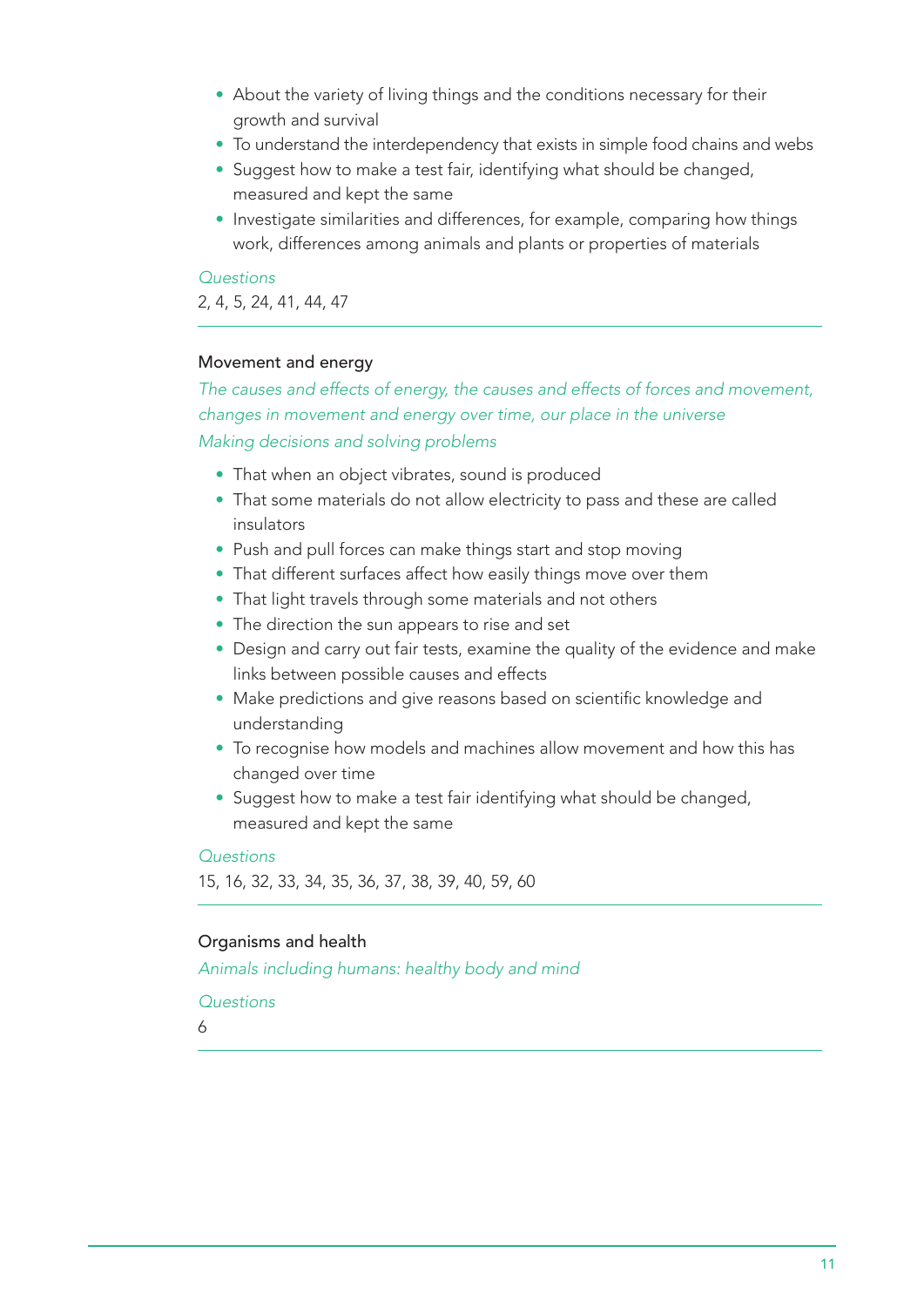- About the variety of living things and the conditions necessary for their growth and survival
- To understand the interdependency that exists in simple food chains and webs
- Suggest how to make a test fair, identifying what should be changed, measured and kept the same
- Investigate similarities and differences, for example, comparing how things work, differences among animals and plants or properties of materials

*Questions*

2, 4, 5, 24, 41, 44, 47

---

### Movement and energy

*The causes and effects of energy, the causes and effects of forces and movement, changes in movement and energy over time, our place in the universe*

*Making decisions and solving problems*

- That when an object vibrates, sound is produced
- That some materials do not allow electricity to pass and these are called insulators
- Push and pull forces can make things start and stop moving
- That different surfaces affect how easily things move over them
- That light travels through some materials and not others
- The direction the sun appears to rise and set
- Design and carry out fair tests, examine the quality of the evidence and make links between possible causes and effects
- Make predictions and give reasons based on scientific knowledge and understanding
- To recognise how models and machines allow movement and how this has changed over time
- Suggest how to make a test fair identifying what should be changed, measured and kept the same

*Questions*

15, 16, 32, 33, 34, 35, 36, 37, 38, 39, 40, 59, 60

---

### Organisms and health

*Animals including humans: healthy body and mind*

*Questions*

6

---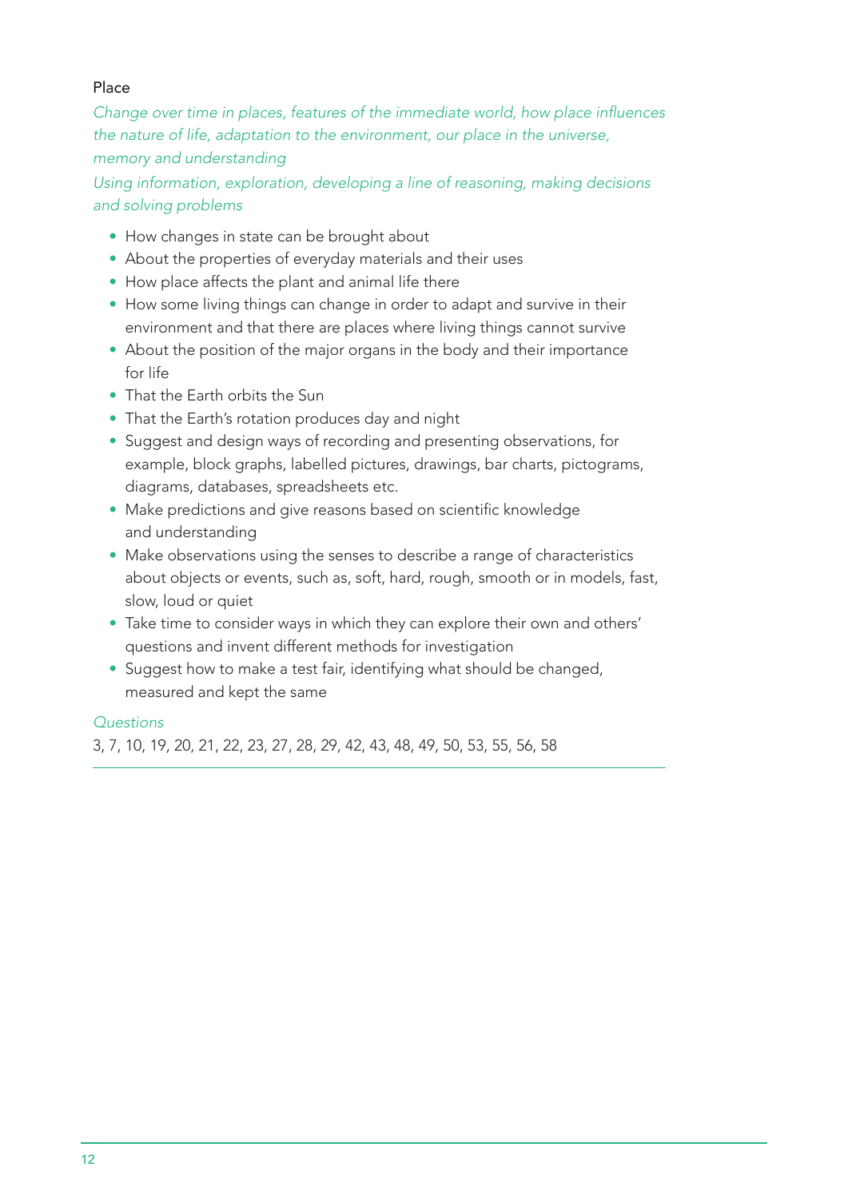### Place

*Change over time in places, features of the immediate world, how place influences the nature of life, adaptation to the environment, our place in the universe, memory and understanding*

*Using information, exploration, developing a line of reasoning, making decisions and solving problems*

- How changes in state can be brought about
- About the properties of everyday materials and their uses
- How place affects the plant and animal life there
- How some living things can change in order to adapt and survive in their environment and that there are places where living things cannot survive
- About the position of the major organs in the body and their importance for life
- That the Earth orbits the Sun
- That the Earth's rotation produces day and night
- Suggest and design ways of recording and presenting observations, for example, block graphs, labelled pictures, drawings, bar charts, pictograms, diagrams, databases, spreadsheets etc.
- Make predictions and give reasons based on scientific knowledge and understanding
- Make observations using the senses to describe a range of characteristics about objects or events, such as, soft, hard, rough, smooth or in models, fast, slow, loud or quiet
- Take time to consider ways in which they can explore their own and others' questions and invent different methods for investigation
- Suggest how to make a test fair, identifying what should be changed, measured and kept the same

*Questions*

3, 7, 10, 19, 20, 21, 22, 23, 27, 28, 29, 42, 43, 48, 49, 50, 53, 55, 56, 58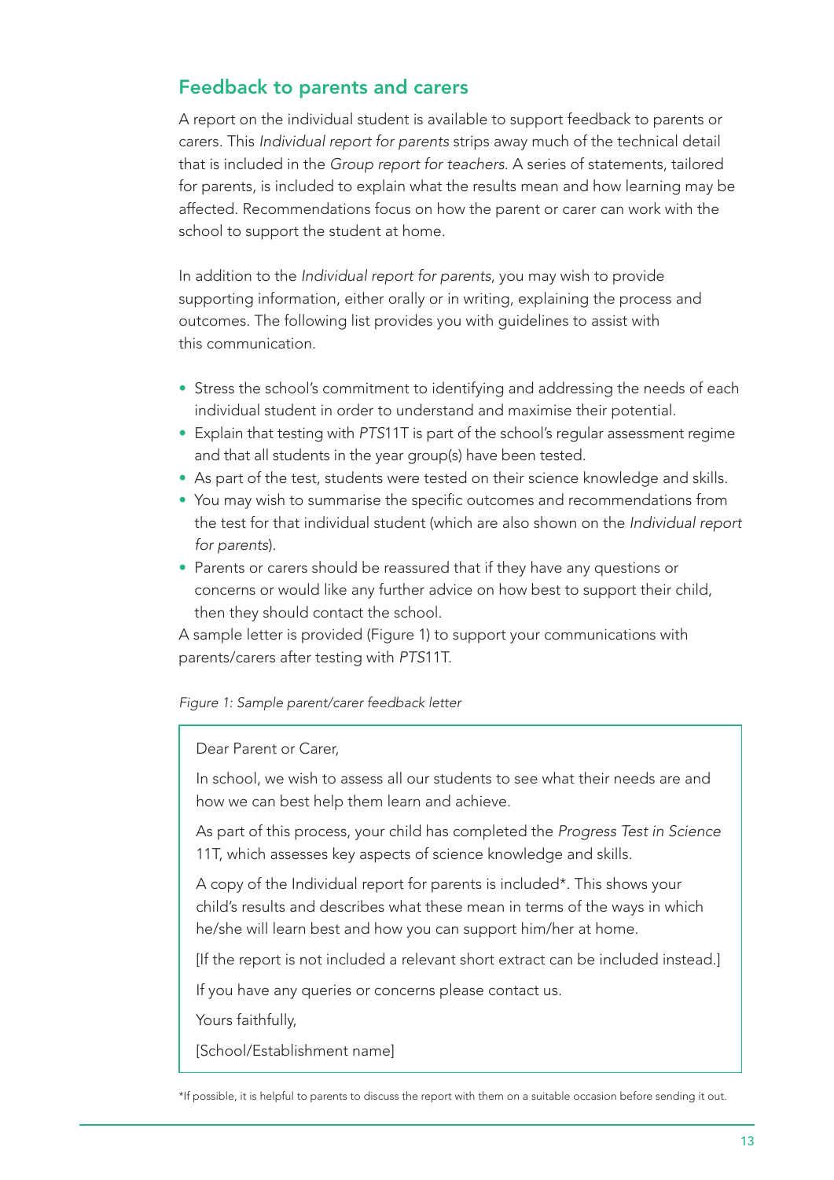## Feedback to parents and carers

A report on the individual student is available to support feedback to parents or carers. This *Individual report for parents* strips away much of the technical detail that is included in the *Group report for teachers*. A series of statements, tailored for parents, is included to explain what the results mean and how learning may be affected. Recommendations focus on how the parent or carer can work with the school to support the student at home.

In addition to the *Individual report for parents*, you may wish to provide supporting information, either orally or in writing, explaining the process and outcomes. The following list provides you with guidelines to assist with this communication.

- Stress the school's commitment to identifying and addressing the needs of each individual student in order to understand and maximise their potential.
- Explain that testing with *PTS*11T is part of the school's regular assessment regime and that all students in the year group(s) have been tested.
- As part of the test, students were tested on their science knowledge and skills.
- You may wish to summarise the specific outcomes and recommendations from the test for that individual student (which are also shown on the *Individual report for parents*).
- Parents or carers should be reassured that if they have any questions or concerns or would like any further advice on how best to support their child, then they should contact the school.

A sample letter is provided (Figure 1) to support your communications with parents/carers after testing with *PTS*11T.

*Figure 1: Sample parent/carer feedback letter*

> Dear Parent or Carer,
>
> In school, we wish to assess all our students to see what their needs are and how we can best help them learn and achieve.
>
> As part of this process, your child has completed the *Progress Test in Science* 11T, which assesses key aspects of science knowledge and skills.
>
> A copy of the Individual report for parents is included*. This shows your child's results and describes what these mean in terms of the ways in which he/she will learn best and how you can support him/her at home.
>
> [If the report is not included a relevant short extract can be included instead.]
>
> If you have any queries or concerns please contact us.
>
> Yours faithfully,
>
> [School/Establishment name]

*If possible, it is helpful to parents to discuss the report with them on a suitable occasion before sending it out.